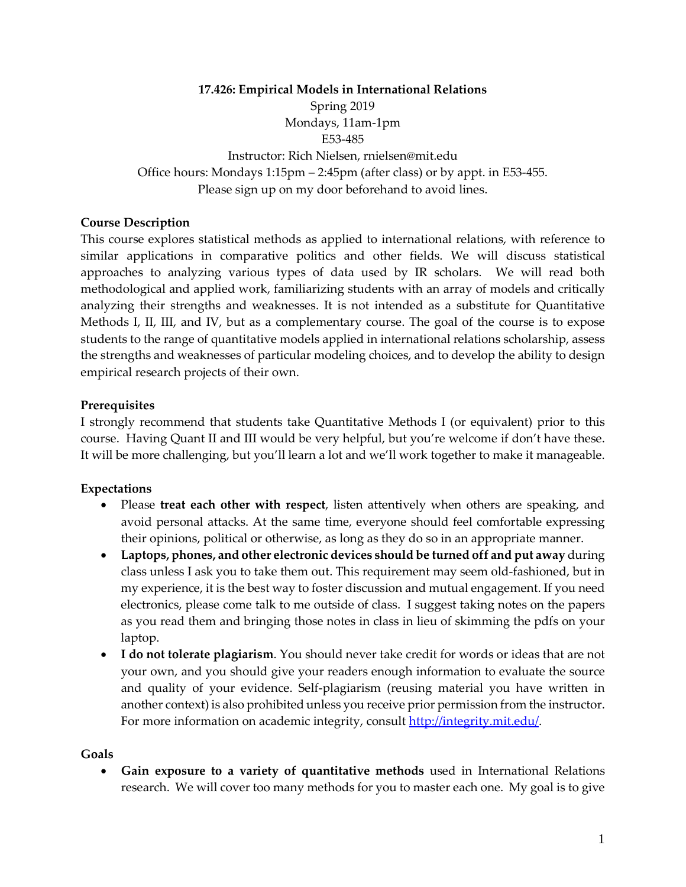**17.426: Empirical Models in International Relations**

Spring 2019

Mondays, 11am-1pm

E53-485

Instructor: Rich Nielsen, rnielsen@mit.edu

Office hours: Mondays 1:15pm – 2:45pm (after class) or by appt. in E53-455.

Please sign up on my door beforehand to avoid lines.

**Course Description**

This course explores statistical methods as applied to international relations, with reference to similar applications in comparative politics and other fields. We will discuss statistical approaches to analyzing various types of data used by IR scholars. We will read both methodological and applied work, familiarizing students with an array of models and critically analyzing their strengths and weaknesses. It is not intended as a substitute for Quantitative Methods I, II, III, and IV, but as a complementary course. The goal of the course is to expose students to the range of quantitative models applied in international relations scholarship, assess the strengths and weaknesses of particular modeling choices, and to develop the ability to design empirical research projects of their own.

**Prerequisites**

I strongly recommend that students take Quantitative Methods I (or equivalent) prior to this course. Having Quant II and III would be very helpful, but you're welcome if don't have these. It will be more challenging, but you'll learn a lot and we'll work together to make it manageable.

**Expectations**

- Please **treat each other with respect**, listen attentively when others are speaking, and avoid personal attacks. At the same time, everyone should feel comfortable expressing their opinions, political or otherwise, as long as they do so in an appropriate manner.
- **Laptops, phones, and other electronic devices should be turned off and put away** during class unless I ask you to take them out. This requirement may seem old-fashioned, but in my experience, it is the best way to foster discussion and mutual engagement. If you need electronics, please come talk to me outside of class. I suggest taking notes on the papers as you read them and bringing those notes in class in lieu of skimming the pdfs on your laptop.
- **I do not tolerate plagiarism**. You should never take credit for words or ideas that are not your own, and you should give your readers enough information to evaluate the source and quality of your evidence. Self-plagiarism (reusing material you have written in another context) is also prohibited unless you receive prior permission from the instructor. For more information on academic integrity, consult http://integrity.mit.edu/.

**Goals**

- **Gain exposure to a variety of quantitative methods** used in International Relations research. We will cover too many methods for you to master each one. My goal is to give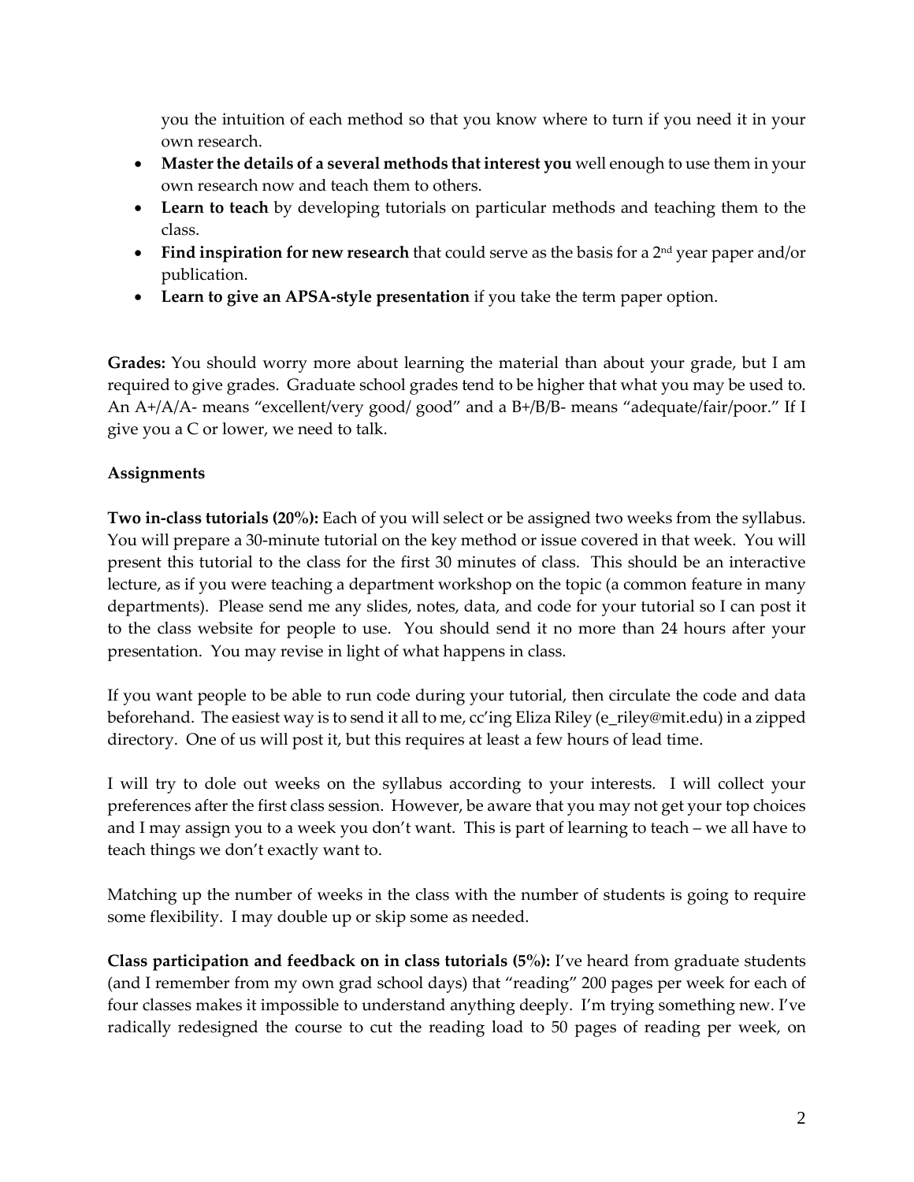you the intuition of each method so that you know where to turn if you need it in your own research.

- **Master the details of a several methods that interest you** well enough to use them in your own research now and teach them to others.
- **Learn to teach** by developing tutorials on particular methods and teaching them to the class.
- **Find inspiration for new research** that could serve as the basis for a 2nd year paper and/or publication.
- **Learn to give an APSA-style presentation** if you take the term paper option.

**Grades:** You should worry more about learning the material than about your grade, but I am required to give grades. Graduate school grades tend to be higher that what you may be used to. An A+/A/A- means "excellent/very good/ good" and a B+/B/B- means "adequate/fair/poor." If I give you a C or lower, we need to talk.

**Assignments**

**Two in-class tutorials (20%):** Each of you will select or be assigned two weeks from the syllabus. You will prepare a 30-minute tutorial on the key method or issue covered in that week. You will present this tutorial to the class for the first 30 minutes of class. This should be an interactive lecture, as if you were teaching a department workshop on the topic (a common feature in many departments). Please send me any slides, notes, data, and code for your tutorial so I can post it to the class website for people to use. You should send it no more than 24 hours after your presentation. You may revise in light of what happens in class.

If you want people to be able to run code during your tutorial, then circulate the code and data beforehand. The easiest way is to send it all to me, cc'ing Eliza Riley (e_riley@mit.edu) in a zipped directory. One of us will post it, but this requires at least a few hours of lead time.

I will try to dole out weeks on the syllabus according to your interests. I will collect your preferences after the first class session. However, be aware that you may not get your top choices and I may assign you to a week you don't want. This is part of learning to teach – we all have to teach things we don't exactly want to.

Matching up the number of weeks in the class with the number of students is going to require some flexibility. I may double up or skip some as needed.

**Class participation and feedback on in class tutorials (5%):** I've heard from graduate students (and I remember from my own grad school days) that "reading" 200 pages per week for each of four classes makes it impossible to understand anything deeply. I'm trying something new. I've radically redesigned the course to cut the reading load to 50 pages of reading per week, on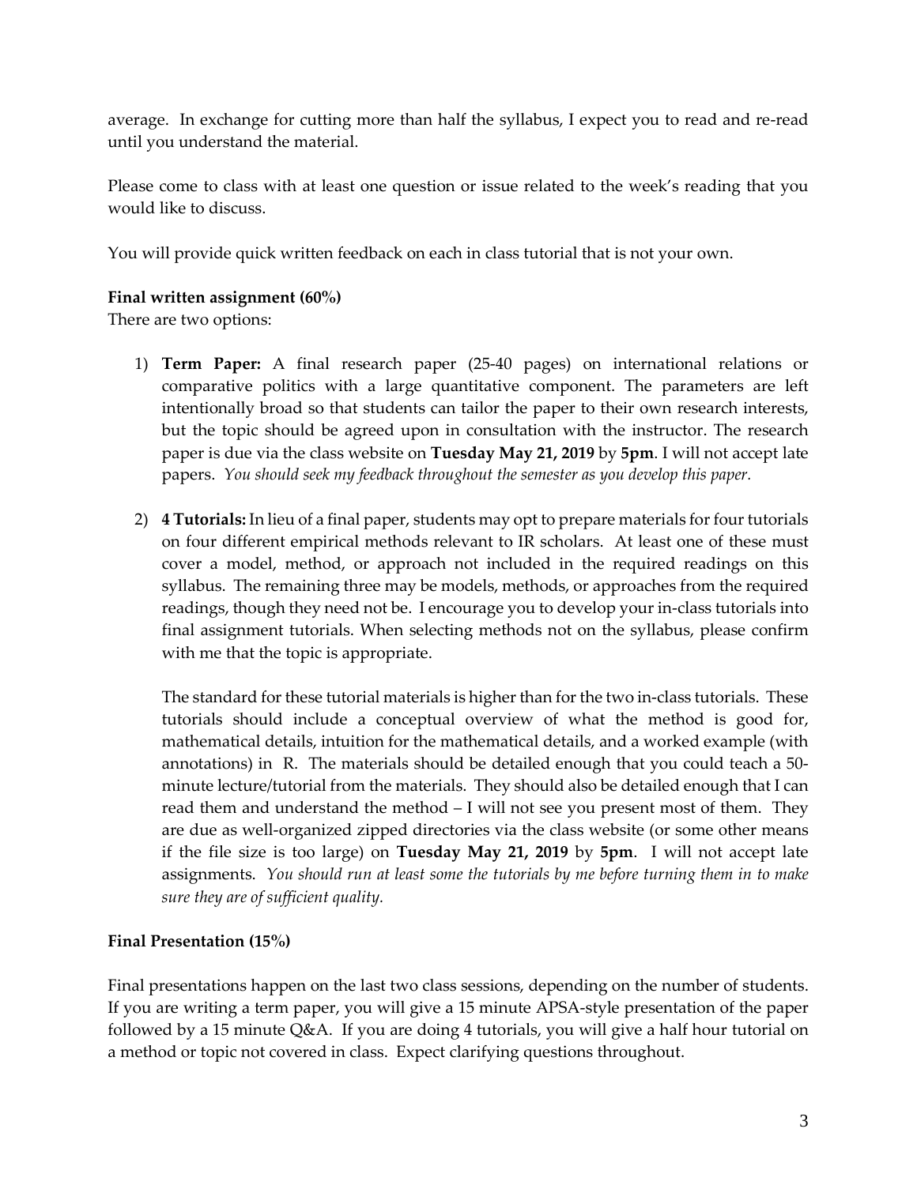average. In exchange for cutting more than half the syllabus, I expect you to read and re-read until you understand the material.

Please come to class with at least one question or issue related to the week's reading that you would like to discuss.

You will provide quick written feedback on each in class tutorial that is not your own.

**Final written assignment (60%)**

There are two options:

1) **Term Paper:** A final research paper (25-40 pages) on international relations or comparative politics with a large quantitative component. The parameters are left intentionally broad so that students can tailor the paper to their own research interests, but the topic should be agreed upon in consultation with the instructor. The research paper is due via the class website on **Tuesday May 21, 2019** by **5pm**. I will not accept late papers. *You should seek my feedback throughout the semester as you develop this paper.*

2) **4 Tutorials:** In lieu of a final paper, students may opt to prepare materials for four tutorials on four different empirical methods relevant to IR scholars. At least one of these must cover a model, method, or approach not included in the required readings on this syllabus. The remaining three may be models, methods, or approaches from the required readings, though they need not be. I encourage you to develop your in-class tutorials into final assignment tutorials. When selecting methods not on the syllabus, please confirm with me that the topic is appropriate.

   The standard for these tutorial materials is higher than for the two in-class tutorials. These tutorials should include a conceptual overview of what the method is good for, mathematical details, intuition for the mathematical details, and a worked example (with annotations) in R. The materials should be detailed enough that you could teach a 50-minute lecture/tutorial from the materials. They should also be detailed enough that I can read them and understand the method – I will not see you present most of them. They are due as well-organized zipped directories via the class website (or some other means if the file size is too large) on **Tuesday May 21, 2019** by **5pm**. I will not accept late assignments. *You should run at least some the tutorials by me before turning them in to make sure they are of sufficient quality.*

**Final Presentation (15%)**

Final presentations happen on the last two class sessions, depending on the number of students. If you are writing a term paper, you will give a 15 minute APSA-style presentation of the paper followed by a 15 minute Q&A. If you are doing 4 tutorials, you will give a half hour tutorial on a method or topic not covered in class. Expect clarifying questions throughout.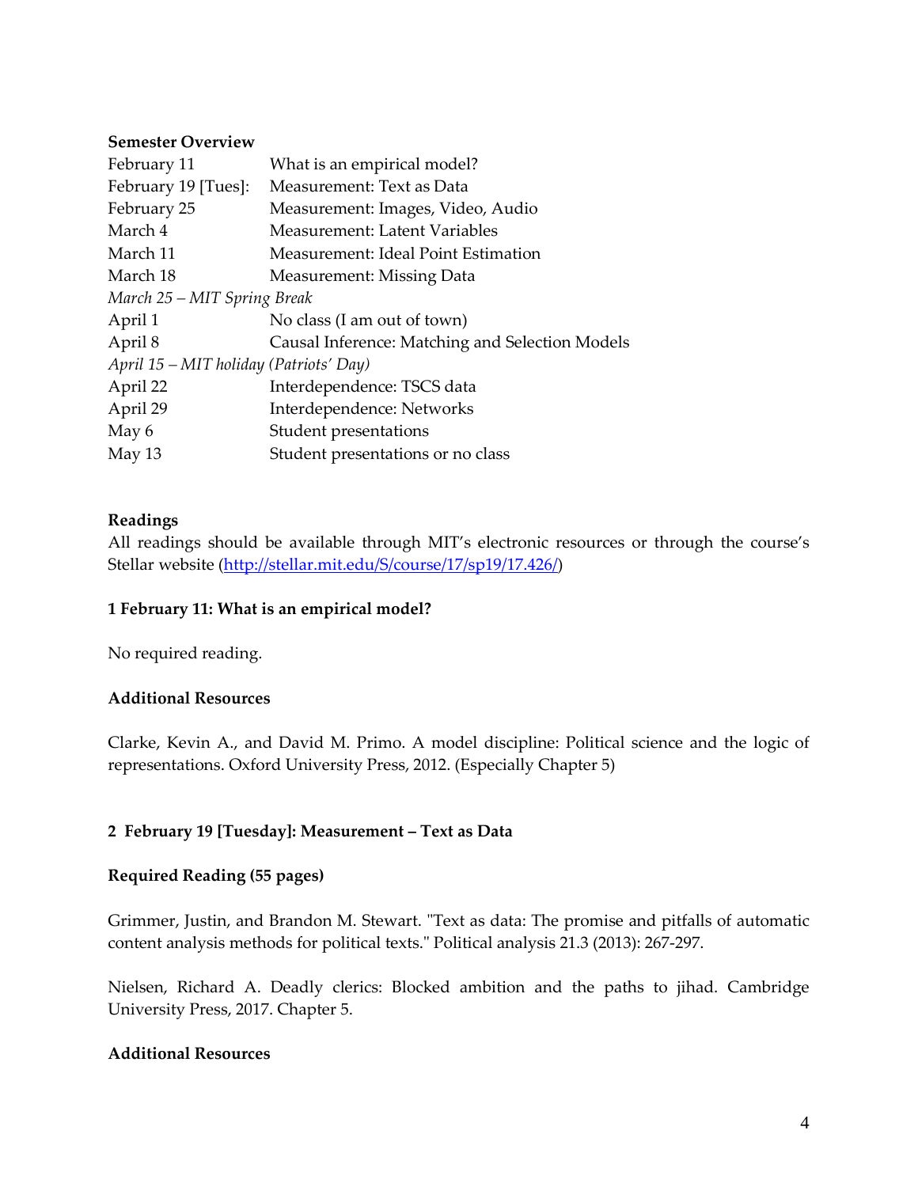**Semester Overview**

| | |
|---|---|
| February 11 | What is an empirical model? |
| February 19 [Tues]: | Measurement: Text as Data |
| February 25 | Measurement: Images, Video, Audio |
| March 4 | Measurement: Latent Variables |
| March 11 | Measurement: Ideal Point Estimation |
| March 18 | Measurement: Missing Data |
| *March 25 – MIT Spring Break* | |
| April 1 | No class (I am out of town) |
| April 8 | Causal Inference: Matching and Selection Models |
| *April 15 – MIT holiday (Patriots' Day)* | |
| April 22 | Interdependence: TSCS data |
| April 29 | Interdependence: Networks |
| May 6 | Student presentations |
| May 13 | Student presentations or no class |

**Readings**

All readings should be available through MIT's electronic resources or through the course's Stellar website (http://stellar.mit.edu/S/course/17/sp19/17.426/)

### 1 February 11: What is an empirical model?

No required reading.

**Additional Resources**

Clarke, Kevin A., and David M. Primo. A model discipline: Political science and the logic of representations. Oxford University Press, 2012. (Especially Chapter 5)

### 2 February 19 [Tuesday]: Measurement – Text as Data

**Required Reading (55 pages)**

Grimmer, Justin, and Brandon M. Stewart. "Text as data: The promise and pitfalls of automatic content analysis methods for political texts." Political analysis 21.3 (2013): 267-297.

Nielsen, Richard A. Deadly clerics: Blocked ambition and the paths to jihad. Cambridge University Press, 2017. Chapter 5.

**Additional Resources**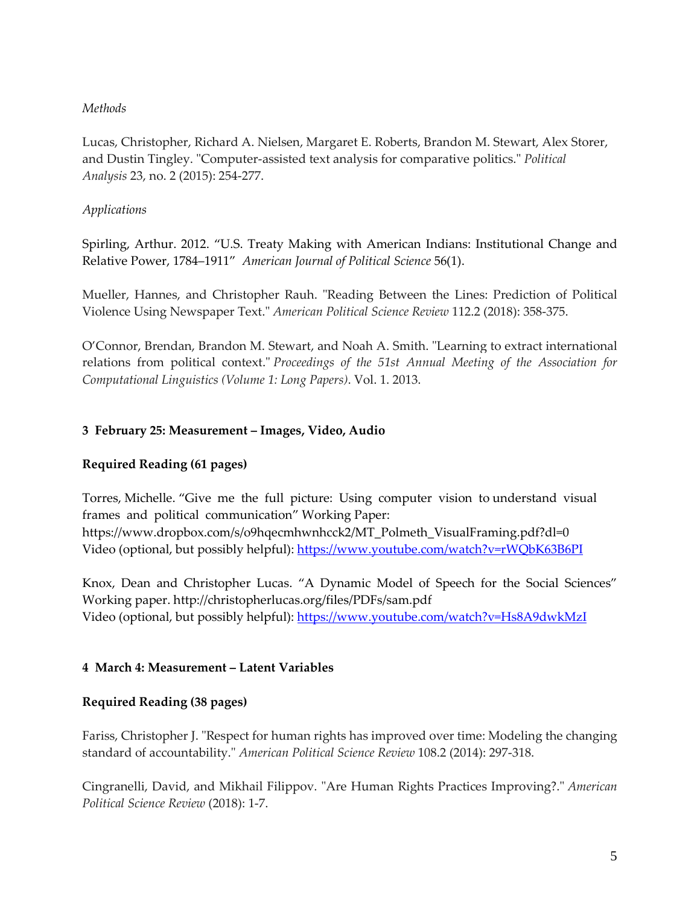*Methods*

Lucas, Christopher, Richard A. Nielsen, Margaret E. Roberts, Brandon M. Stewart, Alex Storer, and Dustin Tingley. "Computer-assisted text analysis for comparative politics." *Political Analysis* 23, no. 2 (2015): 254-277.

*Applications*

Spirling, Arthur. 2012. "U.S. Treaty Making with American Indians: Institutional Change and Relative Power, 1784–1911" *American Journal of Political Science* 56(1).

Mueller, Hannes, and Christopher Rauh. "Reading Between the Lines: Prediction of Political Violence Using Newspaper Text." *American Political Science Review* 112.2 (2018): 358-375.

O'Connor, Brendan, Brandon M. Stewart, and Noah A. Smith. "Learning to extract international relations from political context." *Proceedings of the 51st Annual Meeting of the Association for Computational Linguistics (Volume 1: Long Papers)*. Vol. 1. 2013.

### 3 February 25: Measurement – Images, Video, Audio

**Required Reading (61 pages)**

Torres, Michelle. "Give me the full picture: Using computer vision to understand visual frames and political communication" Working Paper: https://www.dropbox.com/s/o9hqecmhwnhcck2/MT_Polmeth_VisualFraming.pdf?dl=0
Video (optional, but possibly helpful): https://www.youtube.com/watch?v=rWQbK63B6PI

Knox, Dean and Christopher Lucas. "A Dynamic Model of Speech for the Social Sciences" Working paper. http://christopherlucas.org/files/PDFs/sam.pdf
Video (optional, but possibly helpful): https://www.youtube.com/watch?v=Hs8A9dwkMzI

### 4 March 4: Measurement – Latent Variables

**Required Reading (38 pages)**

Fariss, Christopher J. "Respect for human rights has improved over time: Modeling the changing standard of accountability." *American Political Science Review* 108.2 (2014): 297-318.

Cingranelli, David, and Mikhail Filippov. "Are Human Rights Practices Improving?." *American Political Science Review* (2018): 1-7.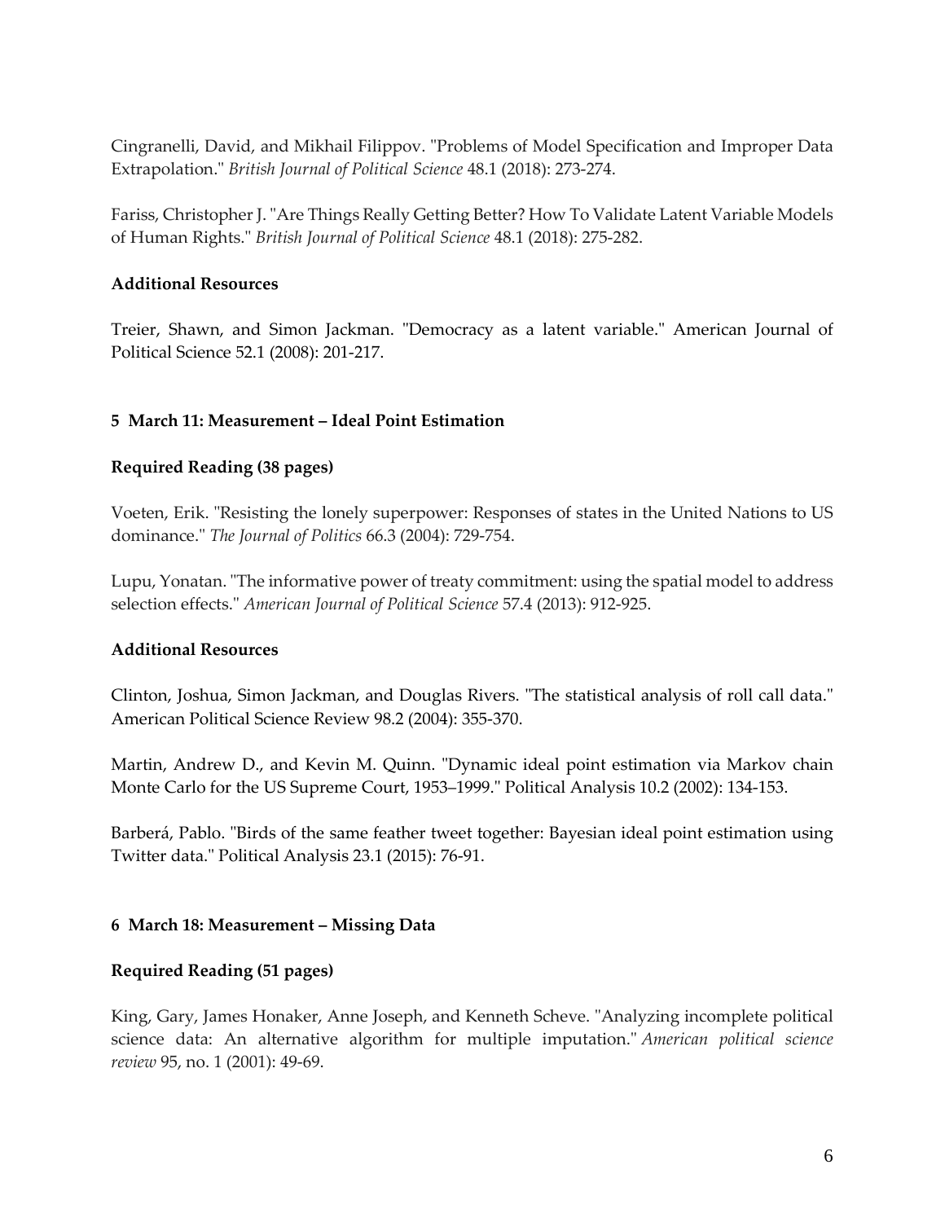Cingranelli, David, and Mikhail Filippov. "Problems of Model Specification and Improper Data Extrapolation." *British Journal of Political Science* 48.1 (2018): 273-274.

Fariss, Christopher J. "Are Things Really Getting Better? How To Validate Latent Variable Models of Human Rights." *British Journal of Political Science* 48.1 (2018): 275-282.

**Additional Resources**

Treier, Shawn, and Simon Jackman. "Democracy as a latent variable." American Journal of Political Science 52.1 (2008): 201-217.

### 5 March 11: Measurement – Ideal Point Estimation

**Required Reading (38 pages)**

Voeten, Erik. "Resisting the lonely superpower: Responses of states in the United Nations to US dominance." *The Journal of Politics* 66.3 (2004): 729-754.

Lupu, Yonatan. "The informative power of treaty commitment: using the spatial model to address selection effects." *American Journal of Political Science* 57.4 (2013): 912-925.

**Additional Resources**

Clinton, Joshua, Simon Jackman, and Douglas Rivers. "The statistical analysis of roll call data." American Political Science Review 98.2 (2004): 355-370.

Martin, Andrew D., and Kevin M. Quinn. "Dynamic ideal point estimation via Markov chain Monte Carlo for the US Supreme Court, 1953–1999." Political Analysis 10.2 (2002): 134-153.

Barberá, Pablo. "Birds of the same feather tweet together: Bayesian ideal point estimation using Twitter data." Political Analysis 23.1 (2015): 76-91.

### 6 March 18: Measurement – Missing Data

**Required Reading (51 pages)**

King, Gary, James Honaker, Anne Joseph, and Kenneth Scheve. "Analyzing incomplete political science data: An alternative algorithm for multiple imputation." *American political science review* 95, no. 1 (2001): 49-69.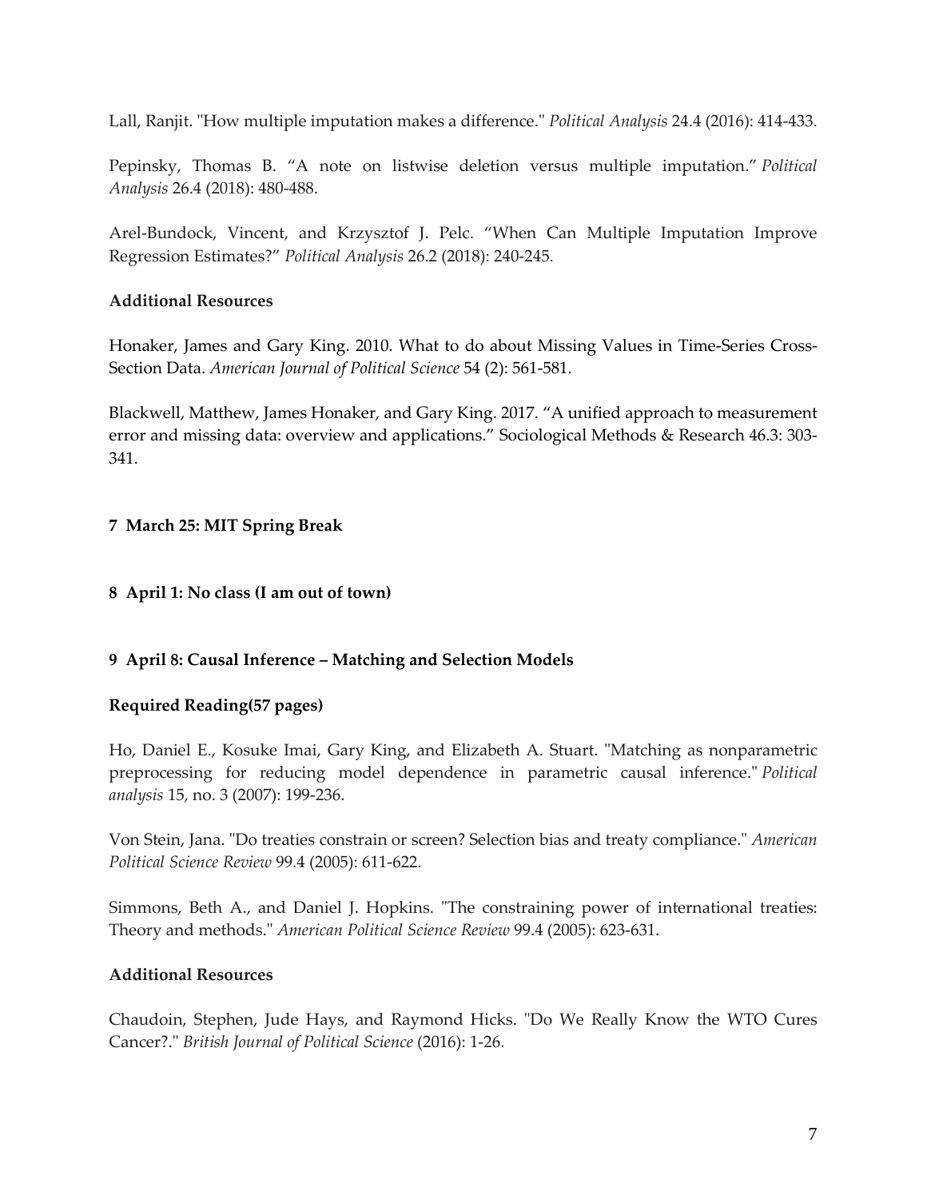Lall, Ranjit. "How multiple imputation makes a difference." *Political Analysis* 24.4 (2016): 414-433.

Pepinsky, Thomas B. "A note on listwise deletion versus multiple imputation." *Political Analysis* 26.4 (2018): 480-488.

Arel-Bundock, Vincent, and Krzysztof J. Pelc. "When Can Multiple Imputation Improve Regression Estimates?" *Political Analysis* 26.2 (2018): 240-245.

**Additional Resources**

Honaker, James and Gary King. 2010. What to do about Missing Values in Time-Series Cross-Section Data. *American Journal of Political Science* 54 (2): 561-581.

Blackwell, Matthew, James Honaker, and Gary King. 2017. "A unified approach to measurement error and missing data: overview and applications." Sociological Methods & Research 46.3: 303-341.

## 7 March 25: MIT Spring Break

## 8 April 1: No class (I am out of town)

## 9 April 8: Causal Inference – Matching and Selection Models

**Required Reading(57 pages)**

Ho, Daniel E., Kosuke Imai, Gary King, and Elizabeth A. Stuart. "Matching as nonparametric preprocessing for reducing model dependence in parametric causal inference." *Political analysis* 15, no. 3 (2007): 199-236.

Von Stein, Jana. "Do treaties constrain or screen? Selection bias and treaty compliance." *American Political Science Review* 99.4 (2005): 611-622.

Simmons, Beth A., and Daniel J. Hopkins. "The constraining power of international treaties: Theory and methods." *American Political Science Review* 99.4 (2005): 623-631.

**Additional Resources**

Chaudoin, Stephen, Jude Hays, and Raymond Hicks. "Do We Really Know the WTO Cures Cancer?." *British Journal of Political Science* (2016): 1-26.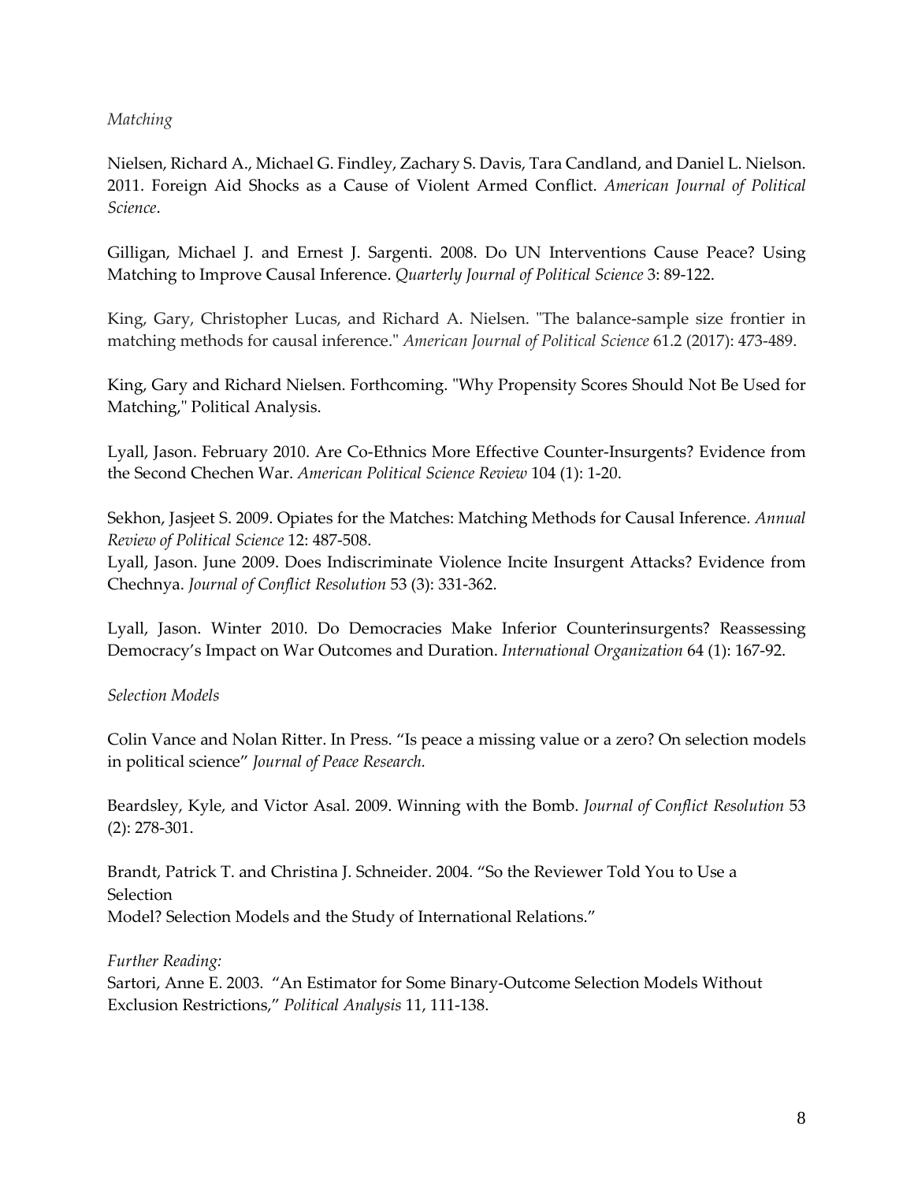*Matching*

Nielsen, Richard A., Michael G. Findley, Zachary S. Davis, Tara Candland, and Daniel L. Nielson. 2011. Foreign Aid Shocks as a Cause of Violent Armed Conflict. *American Journal of Political Science*.

Gilligan, Michael J. and Ernest J. Sargenti. 2008. Do UN Interventions Cause Peace? Using Matching to Improve Causal Inference. *Quarterly Journal of Political Science* 3: 89-122.

King, Gary, Christopher Lucas, and Richard A. Nielsen. "The balance-sample size frontier in matching methods for causal inference." *American Journal of Political Science* 61.2 (2017): 473-489.

King, Gary and Richard Nielsen. Forthcoming. "Why Propensity Scores Should Not Be Used for Matching," Political Analysis.

Lyall, Jason. February 2010. Are Co-Ethnics More Effective Counter-Insurgents? Evidence from the Second Chechen War. *American Political Science Review* 104 (1): 1-20.

Sekhon, Jasjeet S. 2009. Opiates for the Matches: Matching Methods for Causal Inference. *Annual Review of Political Science* 12: 487-508.
Lyall, Jason. June 2009. Does Indiscriminate Violence Incite Insurgent Attacks? Evidence from Chechnya. *Journal of Conflict Resolution* 53 (3): 331-362.

Lyall, Jason. Winter 2010. Do Democracies Make Inferior Counterinsurgents? Reassessing Democracy's Impact on War Outcomes and Duration. *International Organization* 64 (1): 167-92.

*Selection Models*

Colin Vance and Nolan Ritter. In Press. "Is peace a missing value or a zero? On selection models in political science" *Journal of Peace Research.*

Beardsley, Kyle, and Victor Asal. 2009. Winning with the Bomb. *Journal of Conflict Resolution* 53 (2): 278-301.

Brandt, Patrick T. and Christina J. Schneider. 2004. "So the Reviewer Told You to Use a Selection
Model? Selection Models and the Study of International Relations."

*Further Reading:*
Sartori, Anne E. 2003. "An Estimator for Some Binary-Outcome Selection Models Without Exclusion Restrictions," *Political Analysis* 11, 111-138.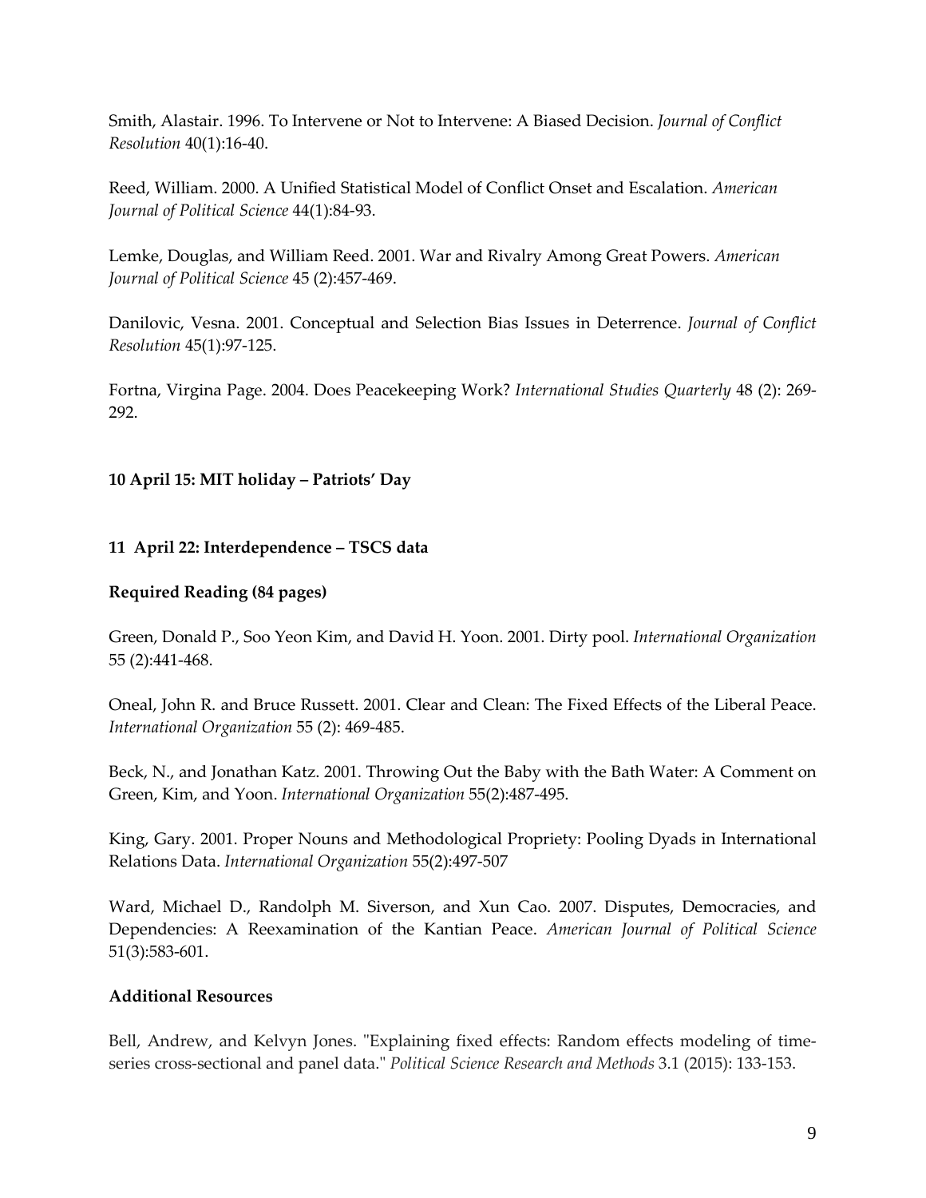Smith, Alastair. 1996. To Intervene or Not to Intervene: A Biased Decision. *Journal of Conflict Resolution* 40(1):16-40.

Reed, William. 2000. A Unified Statistical Model of Conflict Onset and Escalation. *American Journal of Political Science* 44(1):84-93.

Lemke, Douglas, and William Reed. 2001. War and Rivalry Among Great Powers. *American Journal of Political Science* 45 (2):457-469.

Danilovic, Vesna. 2001. Conceptual and Selection Bias Issues in Deterrence. *Journal of Conflict Resolution* 45(1):97-125.

Fortna, Virgina Page. 2004. Does Peacekeeping Work? *International Studies Quarterly* 48 (2): 269-292.

**10 April 15: MIT holiday – Patriots' Day**

**11 April 22: Interdependence – TSCS data**

**Required Reading (84 pages)**

Green, Donald P., Soo Yeon Kim, and David H. Yoon. 2001. Dirty pool. *International Organization* 55 (2):441-468.

Oneal, John R. and Bruce Russett. 2001. Clear and Clean: The Fixed Effects of the Liberal Peace. *International Organization* 55 (2): 469-485.

Beck, N., and Jonathan Katz. 2001. Throwing Out the Baby with the Bath Water: A Comment on Green, Kim, and Yoon. *International Organization* 55(2):487-495.

King, Gary. 2001. Proper Nouns and Methodological Propriety: Pooling Dyads in International Relations Data. *International Organization* 55(2):497-507

Ward, Michael D., Randolph M. Siverson, and Xun Cao. 2007. Disputes, Democracies, and Dependencies: A Reexamination of the Kantian Peace. *American Journal of Political Science* 51(3):583-601.

**Additional Resources**

Bell, Andrew, and Kelvyn Jones. "Explaining fixed effects: Random effects modeling of time-series cross-sectional and panel data." *Political Science Research and Methods* 3.1 (2015): 133-153.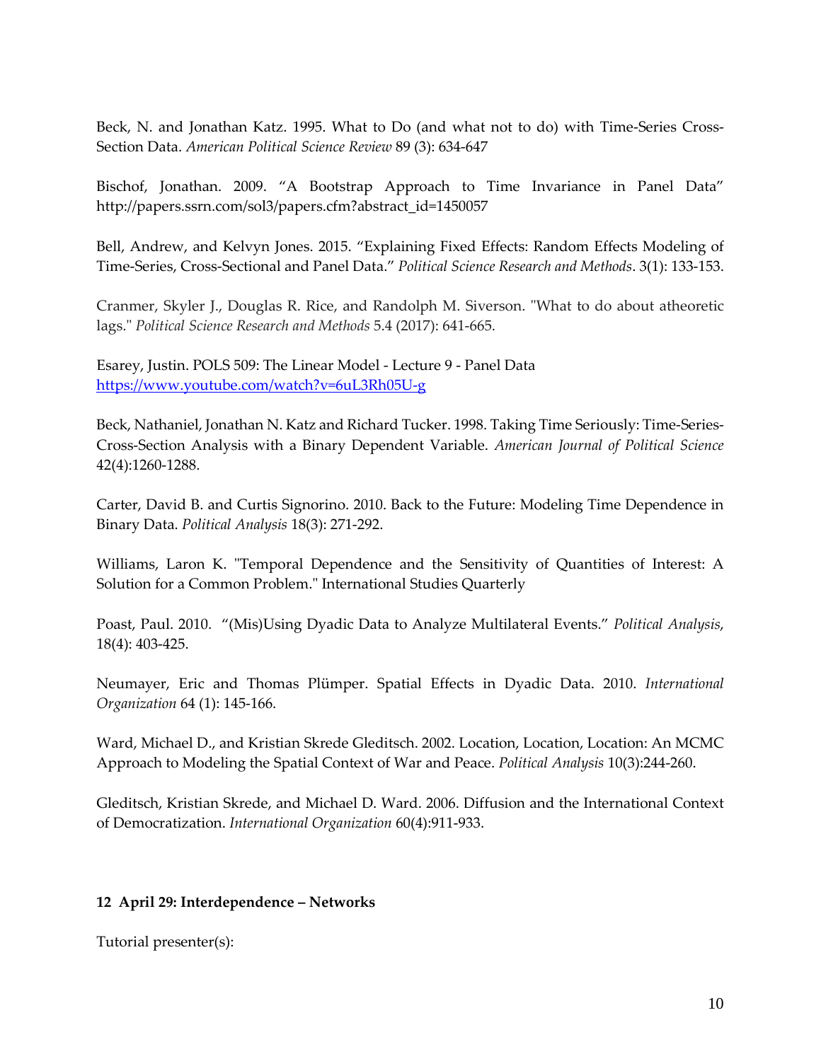Beck, N. and Jonathan Katz. 1995. What to Do (and what not to do) with Time-Series Cross-Section Data. *American Political Science Review* 89 (3): 634-647

Bischof, Jonathan. 2009. “A Bootstrap Approach to Time Invariance in Panel Data” http://papers.ssrn.com/sol3/papers.cfm?abstract_id=1450057

Bell, Andrew, and Kelvyn Jones. 2015. “Explaining Fixed Effects: Random Effects Modeling of Time-Series, Cross-Sectional and Panel Data.” *Political Science Research and Methods*. 3(1): 133-153.

Cranmer, Skyler J., Douglas R. Rice, and Randolph M. Siverson. "What to do about atheoretic lags." *Political Science Research and Methods* 5.4 (2017): 641-665.

Esarey, Justin. POLS 509: The Linear Model - Lecture 9 - Panel Data [https://www.youtube.com/watch?v=6uL3Rh05U-g](https://www.youtube.com/watch?v=6uL3Rh05U-g)

Beck, Nathaniel, Jonathan N. Katz and Richard Tucker. 1998. Taking Time Seriously: Time-Series-Cross-Section Analysis with a Binary Dependent Variable. *American Journal of Political Science* 42(4):1260-1288.

Carter, David B. and Curtis Signorino. 2010. Back to the Future: Modeling Time Dependence in Binary Data. *Political Analysis* 18(3): 271-292.

Williams, Laron K. "Temporal Dependence and the Sensitivity of Quantities of Interest: A Solution for a Common Problem." International Studies Quarterly

Poast, Paul. 2010. “(Mis)Using Dyadic Data to Analyze Multilateral Events.” *Political Analysis*, 18(4): 403-425.

Neumayer, Eric and Thomas Plümper. Spatial Effects in Dyadic Data. 2010. *International Organization* 64 (1): 145-166.

Ward, Michael D., and Kristian Skrede Gleditsch. 2002. Location, Location, Location: An MCMC Approach to Modeling the Spatial Context of War and Peace. *Political Analysis* 10(3):244-260.

Gleditsch, Kristian Skrede, and Michael D. Ward. 2006. Diffusion and the International Context of Democratization. *International Organization* 60(4):911-933.

## 12 April 29: Interdependence – Networks

Tutorial presenter(s):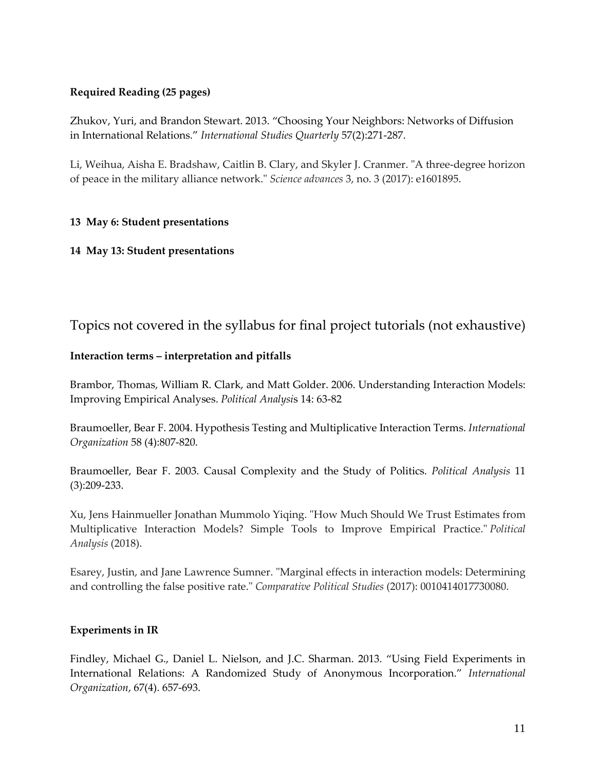**Required Reading (25 pages)**

Zhukov, Yuri, and Brandon Stewart. 2013. "Choosing Your Neighbors: Networks of Diffusion in International Relations." *International Studies Quarterly* 57(2):271-287.

Li, Weihua, Aisha E. Bradshaw, Caitlin B. Clary, and Skyler J. Cranmer. "A three-degree horizon of peace in the military alliance network." *Science advances* 3, no. 3 (2017): e1601895.

**13 May 6: Student presentations**

**14 May 13: Student presentations**

## Topics not covered in the syllabus for final project tutorials (not exhaustive)

**Interaction terms – interpretation and pitfalls**

Brambor, Thomas, William R. Clark, and Matt Golder. 2006. Understanding Interaction Models: Improving Empirical Analyses. *Political Analysis* 14: 63-82

Braumoeller, Bear F. 2004. Hypothesis Testing and Multiplicative Interaction Terms. *International Organization* 58 (4):807-820.

Braumoeller, Bear F. 2003. Causal Complexity and the Study of Politics. *Political Analysis* 11 (3):209-233.

Xu, Jens Hainmueller Jonathan Mummolo Yiqing. "How Much Should We Trust Estimates from Multiplicative Interaction Models? Simple Tools to Improve Empirical Practice." *Political Analysis* (2018).

Esarey, Justin, and Jane Lawrence Sumner. "Marginal effects in interaction models: Determining and controlling the false positive rate." *Comparative Political Studies* (2017): 0010414017730080.

**Experiments in IR**

Findley, Michael G., Daniel L. Nielson, and J.C. Sharman. 2013. "Using Field Experiments in International Relations: A Randomized Study of Anonymous Incorporation." *International Organization*, 67(4). 657-693.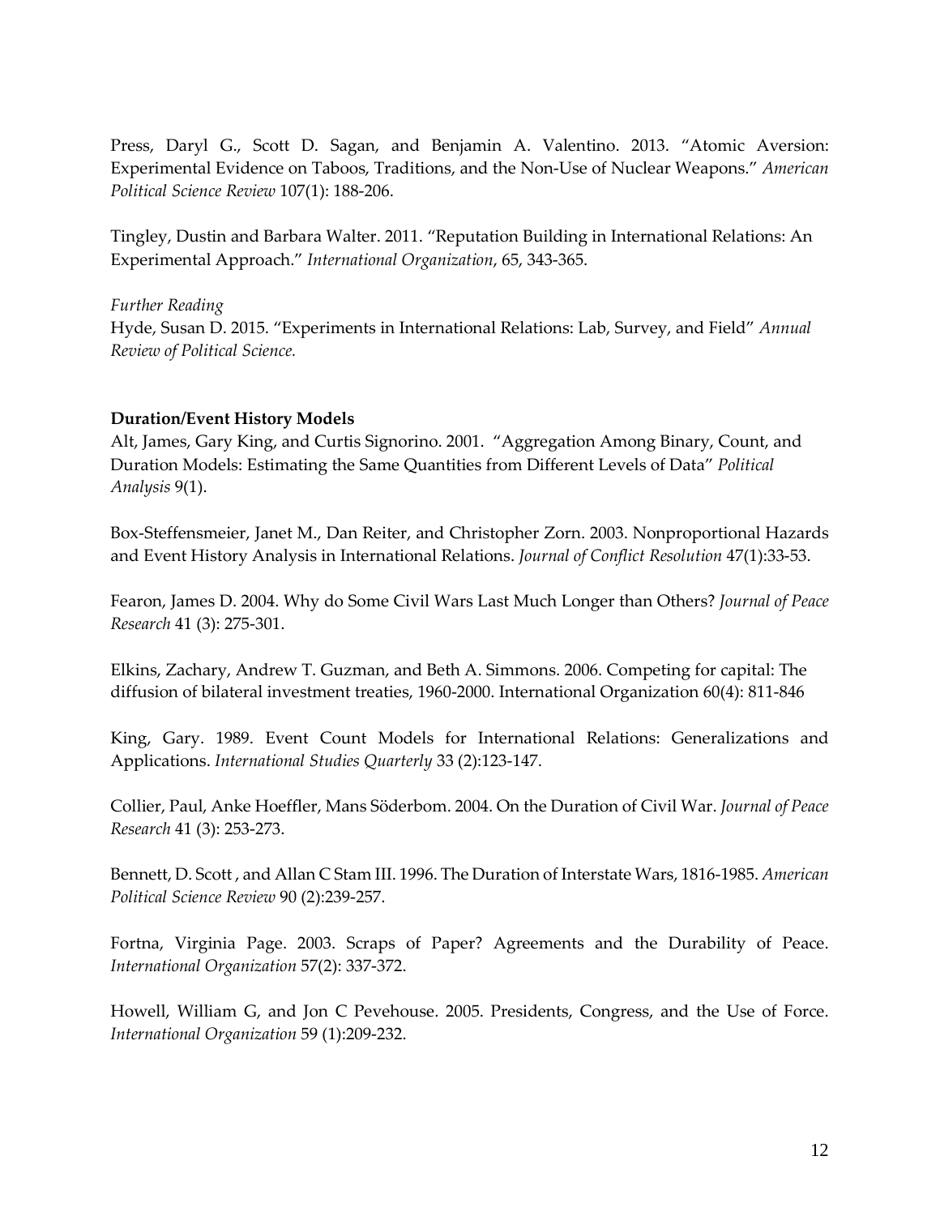Press, Daryl G., Scott D. Sagan, and Benjamin A. Valentino. 2013. "Atomic Aversion: Experimental Evidence on Taboos, Traditions, and the Non-Use of Nuclear Weapons." *American Political Science Review* 107(1): 188-206.

Tingley, Dustin and Barbara Walter. 2011. "Reputation Building in International Relations: An Experimental Approach." *International Organization*, 65, 343-365.

*Further Reading*
Hyde, Susan D. 2015. "Experiments in International Relations: Lab, Survey, and Field" *Annual Review of Political Science.*

**Duration/Event History Models**
Alt, James, Gary King, and Curtis Signorino. 2001. "Aggregation Among Binary, Count, and Duration Models: Estimating the Same Quantities from Different Levels of Data" *Political Analysis* 9(1).

Box-Steffensmeier, Janet M., Dan Reiter, and Christopher Zorn. 2003. Nonproportional Hazards and Event History Analysis in International Relations. *Journal of Conflict Resolution* 47(1):33-53.

Fearon, James D. 2004. Why do Some Civil Wars Last Much Longer than Others? *Journal of Peace Research* 41 (3): 275-301.

Elkins, Zachary, Andrew T. Guzman, and Beth A. Simmons. 2006. Competing for capital: The diffusion of bilateral investment treaties, 1960-2000. International Organization 60(4): 811-846

King, Gary. 1989. Event Count Models for International Relations: Generalizations and Applications. *International Studies Quarterly* 33 (2):123-147.

Collier, Paul, Anke Hoeffler, Mans Söderbom. 2004. On the Duration of Civil War. *Journal of Peace Research* 41 (3): 253-273.

Bennett, D. Scott , and Allan C Stam III. 1996. The Duration of Interstate Wars, 1816-1985. *American Political Science Review* 90 (2):239-257.

Fortna, Virginia Page. 2003. Scraps of Paper? Agreements and the Durability of Peace. *International Organization* 57(2): 337-372.

Howell, William G, and Jon C Pevehouse. 2005. Presidents, Congress, and the Use of Force. *International Organization* 59 (1):209-232.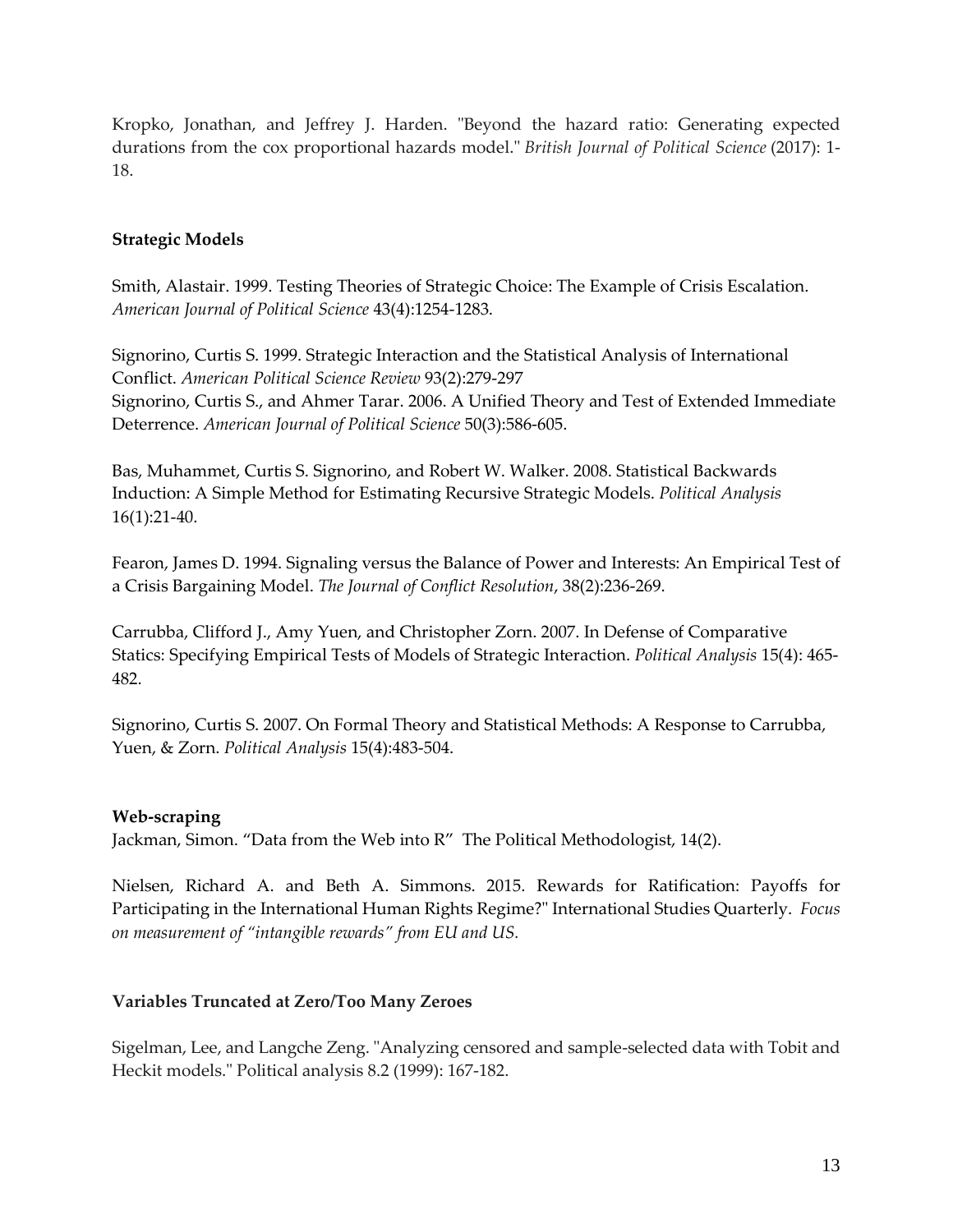Kropko, Jonathan, and Jeffrey J. Harden. "Beyond the hazard ratio: Generating expected durations from the cox proportional hazards model." *British Journal of Political Science* (2017): 1-18.

**Strategic Models**

Smith, Alastair. 1999. Testing Theories of Strategic Choice: The Example of Crisis Escalation. *American Journal of Political Science* 43(4):1254-1283.

Signorino, Curtis S. 1999. Strategic Interaction and the Statistical Analysis of International Conflict. *American Political Science Review* 93(2):279-297
Signorino, Curtis S., and Ahmer Tarar. 2006. A Unified Theory and Test of Extended Immediate Deterrence. *American Journal of Political Science* 50(3):586-605.

Bas, Muhammet, Curtis S. Signorino, and Robert W. Walker. 2008. Statistical Backwards Induction: A Simple Method for Estimating Recursive Strategic Models. *Political Analysis* 16(1):21-40.

Fearon, James D. 1994. Signaling versus the Balance of Power and Interests: An Empirical Test of a Crisis Bargaining Model. *The Journal of Conflict Resolution*, 38(2):236-269.

Carrubba, Clifford J., Amy Yuen, and Christopher Zorn. 2007. In Defense of Comparative Statics: Specifying Empirical Tests of Models of Strategic Interaction. *Political Analysis* 15(4): 465-482.

Signorino, Curtis S. 2007. On Formal Theory and Statistical Methods: A Response to Carrubba, Yuen, & Zorn. *Political Analysis* 15(4):483-504.

**Web-scraping**
Jackman, Simon. "Data from the Web into R" The Political Methodologist, 14(2).

Nielsen, Richard A. and Beth A. Simmons. 2015. Rewards for Ratification: Payoffs for Participating in the International Human Rights Regime?" International Studies Quarterly. *Focus on measurement of "intangible rewards" from EU and US.*

**Variables Truncated at Zero/Too Many Zeroes**

Sigelman, Lee, and Langche Zeng. "Analyzing censored and sample-selected data with Tobit and Heckit models." Political analysis 8.2 (1999): 167-182.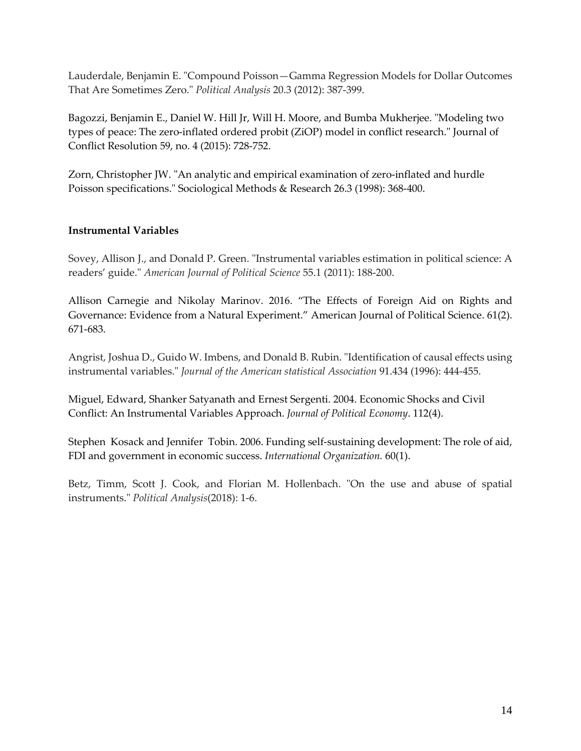Lauderdale, Benjamin E. "Compound Poisson—Gamma Regression Models for Dollar Outcomes That Are Sometimes Zero." *Political Analysis* 20.3 (2012): 387-399.

Bagozzi, Benjamin E., Daniel W. Hill Jr, Will H. Moore, and Bumba Mukherjee. "Modeling two types of peace: The zero-inflated ordered probit (ZiOP) model in conflict research." Journal of Conflict Resolution 59, no. 4 (2015): 728-752.

Zorn, Christopher JW. "An analytic and empirical examination of zero-inflated and hurdle Poisson specifications." Sociological Methods & Research 26.3 (1998): 368-400.

**Instrumental Variables**

Sovey, Allison J., and Donald P. Green. "Instrumental variables estimation in political science: A readers' guide." *American Journal of Political Science* 55.1 (2011): 188-200.

Allison Carnegie and Nikolay Marinov. 2016. "The Effects of Foreign Aid on Rights and Governance: Evidence from a Natural Experiment." American Journal of Political Science. 61(2). 671-683.

Angrist, Joshua D., Guido W. Imbens, and Donald B. Rubin. "Identification of causal effects using instrumental variables." *Journal of the American statistical Association* 91.434 (1996): 444-455.

Miguel, Edward, Shanker Satyanath and Ernest Sergenti. 2004. Economic Shocks and Civil Conflict: An Instrumental Variables Approach. *Journal of Political Economy*. 112(4).

Stephen Kosack and Jennifer Tobin. 2006. Funding self-sustaining development: The role of aid, FDI and government in economic success. *International Organization.* 60(1).

Betz, Timm, Scott J. Cook, and Florian M. Hollenbach. "On the use and abuse of spatial instruments." *Political Analysis*(2018): 1-6.